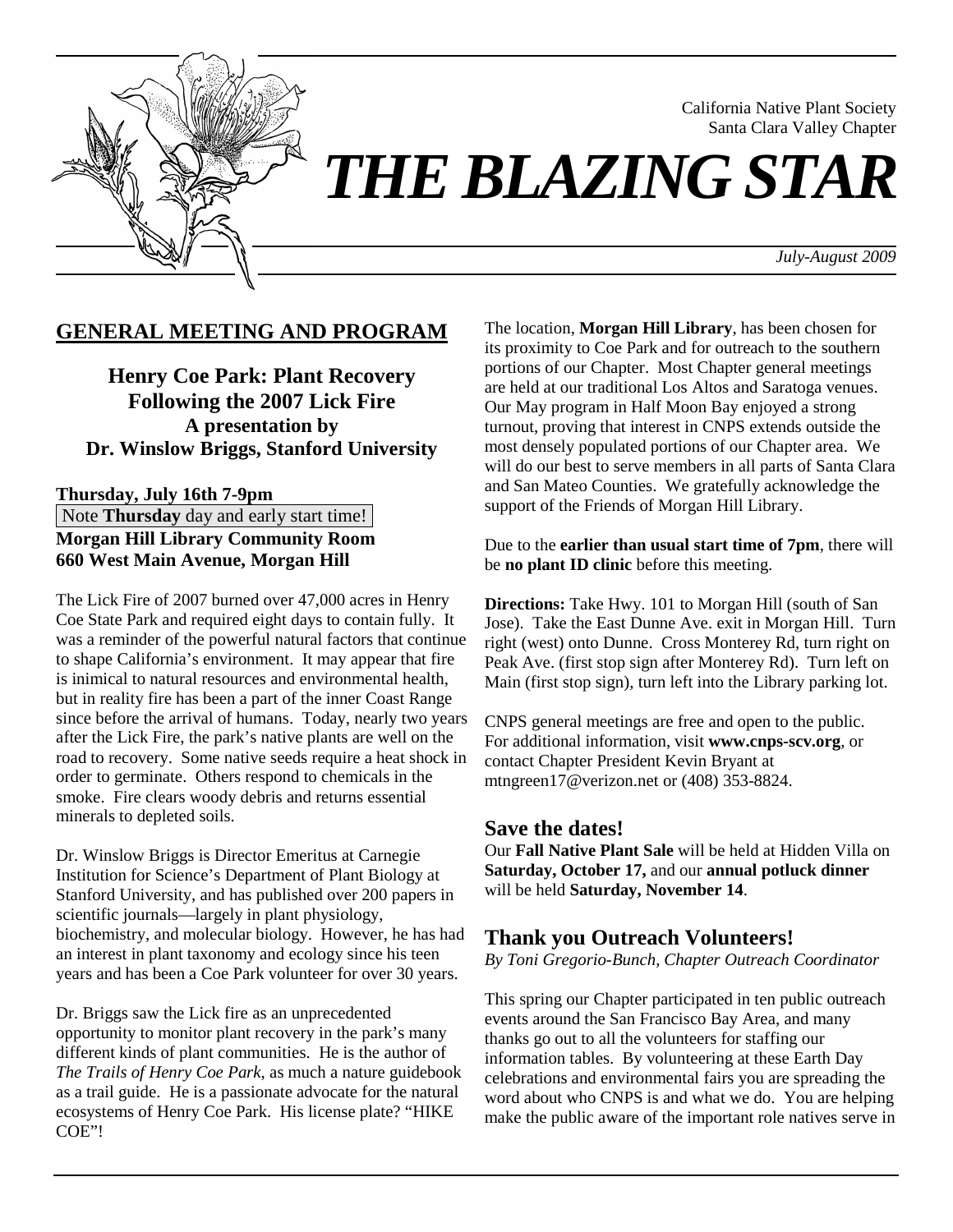California Native Plant Society
Santa Clara Valley Chapter

# *THE BLAZING STAR*

*July-August 2009*

## GENERAL MEETING AND PROGRAM

### Henry Coe Park: Plant Recovery Following the 2007 Lick Fire
### A presentation by Dr. Winslow Briggs, Stanford University

**Thursday, July 16th 7-9pm**
Note **Thursday** day and early start time!
**Morgan Hill Library Community Room**
**660 West Main Avenue, Morgan Hill**

The Lick Fire of 2007 burned over 47,000 acres in Henry Coe State Park and required eight days to contain fully. It was a reminder of the powerful natural factors that continue to shape California's environment. It may appear that fire is inimical to natural resources and environmental health, but in reality fire has been a part of the inner Coast Range since before the arrival of humans. Today, nearly two years after the Lick Fire, the park's native plants are well on the road to recovery. Some native seeds require a heat shock in order to germinate. Others respond to chemicals in the smoke. Fire clears woody debris and returns essential minerals to depleted soils.

Dr. Winslow Briggs is Director Emeritus at Carnegie Institution for Science's Department of Plant Biology at Stanford University, and has published over 200 papers in scientific journals—largely in plant physiology, biochemistry, and molecular biology. However, he has had an interest in plant taxonomy and ecology since his teen years and has been a Coe Park volunteer for over 30 years.

Dr. Briggs saw the Lick fire as an unprecedented opportunity to monitor plant recovery in the park's many different kinds of plant communities. He is the author of *The Trails of Henry Coe Park*, as much a nature guidebook as a trail guide. He is a passionate advocate for the natural ecosystems of Henry Coe Park. His license plate? "HIKE COE"!

The location, **Morgan Hill Library**, has been chosen for its proximity to Coe Park and for outreach to the southern portions of our Chapter. Most Chapter general meetings are held at our traditional Los Altos and Saratoga venues. Our May program in Half Moon Bay enjoyed a strong turnout, proving that interest in CNPS extends outside the most densely populated portions of our Chapter area. We will do our best to serve members in all parts of Santa Clara and San Mateo Counties. We gratefully acknowledge the support of the Friends of Morgan Hill Library.

Due to the **earlier than usual start time of 7pm**, there will be **no plant ID clinic** before this meeting.

**Directions:** Take Hwy. 101 to Morgan Hill (south of San Jose). Take the East Dunne Ave. exit in Morgan Hill. Turn right (west) onto Dunne. Cross Monterey Rd, turn right on Peak Ave. (first stop sign after Monterey Rd). Turn left on Main (first stop sign), turn left into the Library parking lot.

CNPS general meetings are free and open to the public. For additional information, visit **www.cnps-scv.org**, or contact Chapter President Kevin Bryant at mtngreen17@verizon.net or (408) 353-8824.

## Save the dates!

Our **Fall Native Plant Sale** will be held at Hidden Villa on **Saturday, October 17,** and our **annual potluck dinner** will be held **Saturday, November 14**.

## Thank you Outreach Volunteers!

*By Toni Gregorio-Bunch, Chapter Outreach Coordinator*

This spring our Chapter participated in ten public outreach events around the San Francisco Bay Area, and many thanks go out to all the volunteers for staffing our information tables. By volunteering at these Earth Day celebrations and environmental fairs you are spreading the word about who CNPS is and what we do. You are helping make the public aware of the important role natives serve in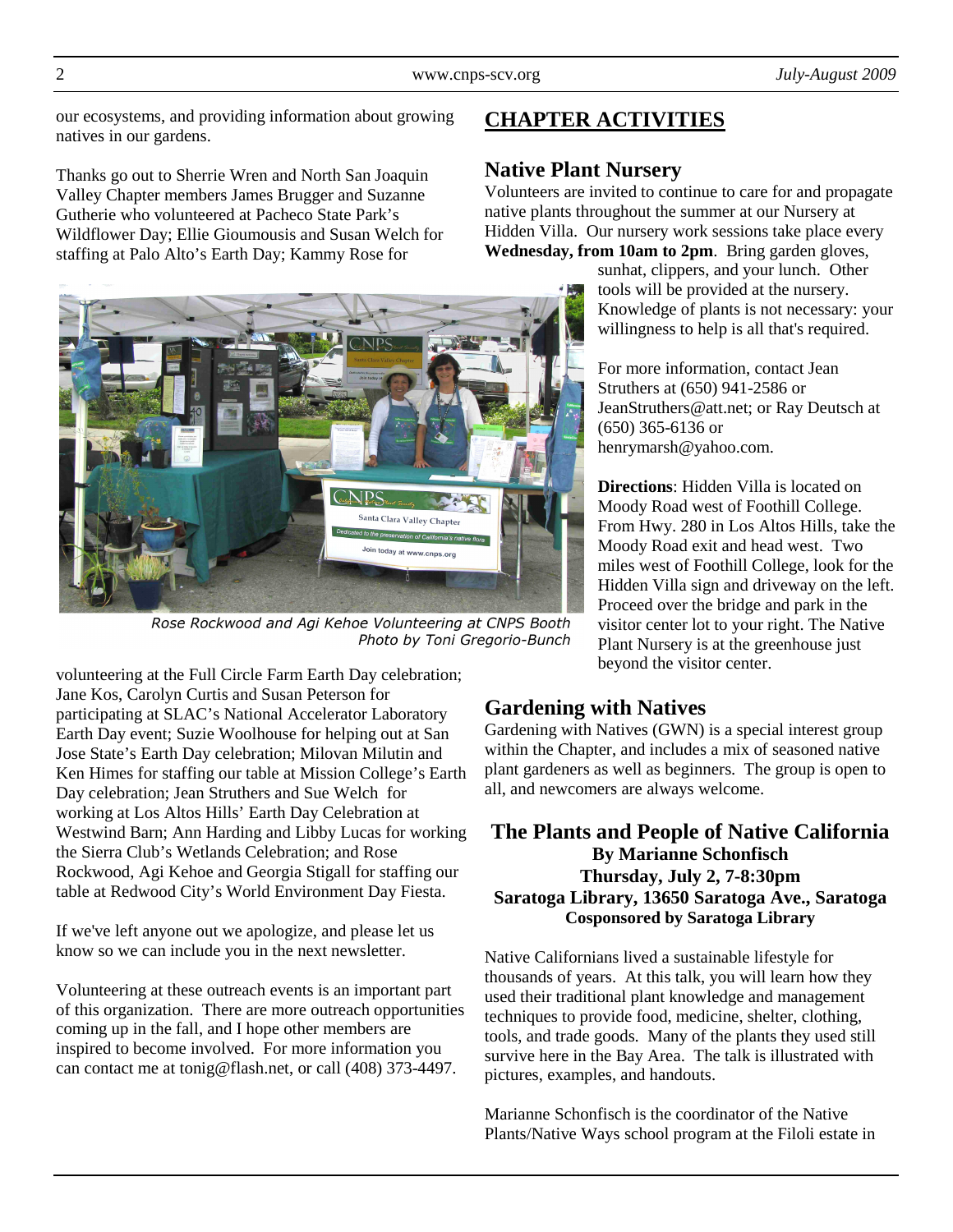our ecosystems, and providing information about growing natives in our gardens.

Thanks go out to Sherrie Wren and North San Joaquin Valley Chapter members James Brugger and Suzanne Gutherie who volunteered at Pacheco State Park's Wildflower Day; Ellie Gioumousis and Susan Welch for staffing at Palo Alto's Earth Day; Kammy Rose for volunteering at the Full Circle Farm Earth Day celebration; Jane Kos, Carolyn Curtis and Susan Peterson for participating at SLAC's National Accelerator Laboratory Earth Day event; Suzie Woolhouse for helping out at San Jose State's Earth Day celebration; Milovan Milutin and Ken Himes for staffing our table at Mission College's Earth Day celebration; Jean Struthers and Sue Welch for working at Los Altos Hills' Earth Day Celebration at Westwind Barn; Ann Harding and Libby Lucas for working the Sierra Club's Wetlands Celebration; and Rose Rockwood, Agi Kehoe and Georgia Stigall for staffing our table at Redwood City's World Environment Day Fiesta.

*Rose Rockwood and Agi Kehoe Volunteering at CNPS Booth*
*Photo by Toni Gregorio-Bunch*

If we've left anyone out we apologize, and please let us know so we can include you in the next newsletter.

Volunteering at these outreach events is an important part of this organization. There are more outreach opportunities coming up in the fall, and I hope other members are inspired to become involved. For more information you can contact me at tonig@flash.net, or call (408) 373-4497.

# CHAPTER ACTIVITIES

## Native Plant Nursery

Volunteers are invited to continue to care for and propagate native plants throughout the summer at our Nursery at Hidden Villa. Our nursery work sessions take place every **Wednesday, from 10am to 2pm**. Bring garden gloves, sunhat, clippers, and your lunch. Other tools will be provided at the nursery. Knowledge of plants is not necessary: your willingness to help is all that's required.

For more information, contact Jean Struthers at (650) 941-2586 or JeanStruthers@att.net; or Ray Deutsch at (650) 365-6136 or henrymarsh@yahoo.com.

**Directions**: Hidden Villa is located on Moody Road west of Foothill College. From Hwy. 280 in Los Altos Hills, take the Moody Road exit and head west. Two miles west of Foothill College, look for the Hidden Villa sign and driveway on the left. Proceed over the bridge and park in the visitor center lot to your right. The Native Plant Nursery is at the greenhouse just beyond the visitor center.

## Gardening with Natives

Gardening with Natives (GWN) is a special interest group within the Chapter, and includes a mix of seasoned native plant gardeners as well as beginners. The group is open to all, and newcomers are always welcome.

### The Plants and People of Native California

**By Marianne Schonfisch**
**Thursday, July 2, 7-8:30pm**
**Saratoga Library, 13650 Saratoga Ave., Saratoga**
**Cosponsored by Saratoga Library**

Native Californians lived a sustainable lifestyle for thousands of years. At this talk, you will learn how they used their traditional plant knowledge and management techniques to provide food, medicine, shelter, clothing, tools, and trade goods. Many of the plants they used still survive here in the Bay Area. The talk is illustrated with pictures, examples, and handouts.

Marianne Schonfisch is the coordinator of the Native Plants/Native Ways school program at the Filoli estate in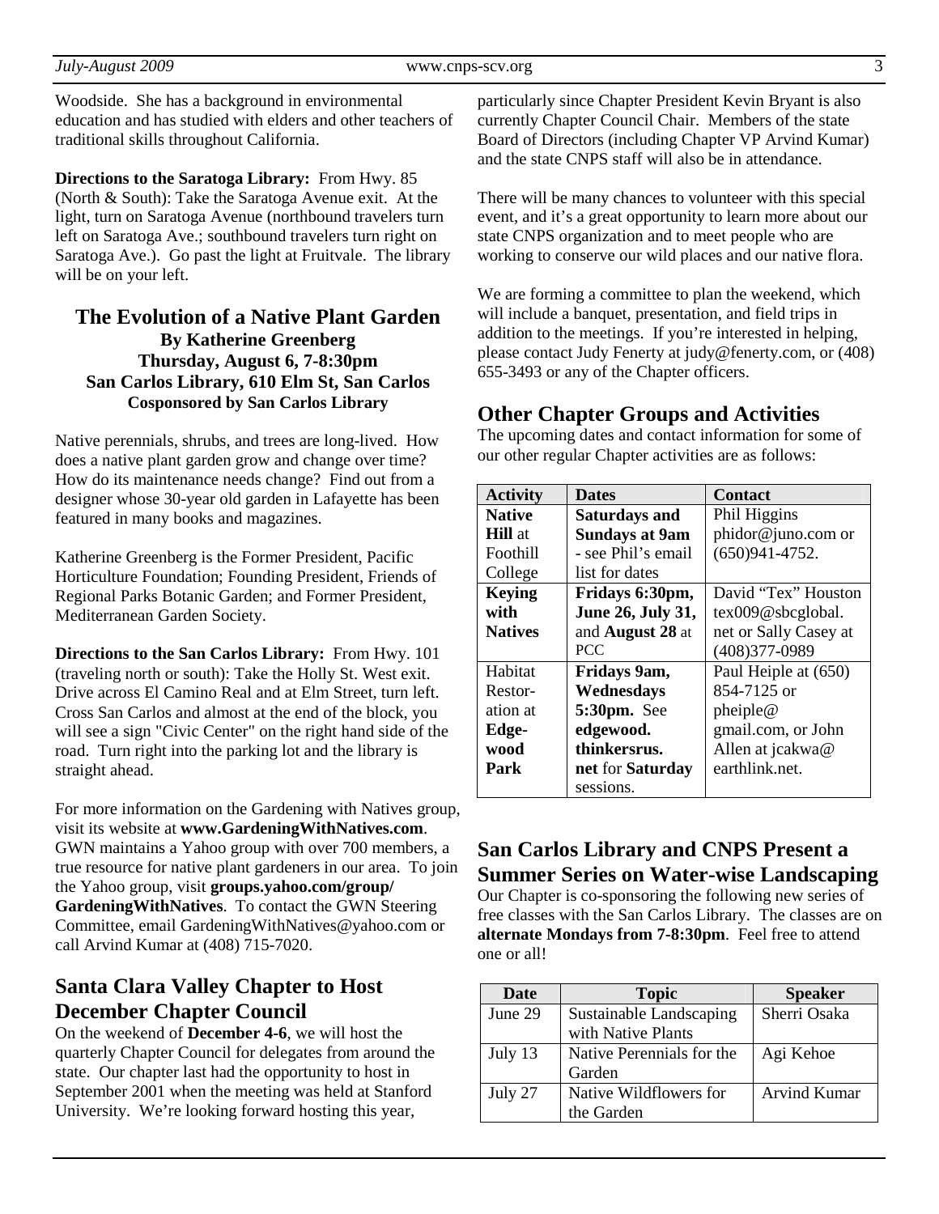Woodside. She has a background in environmental education and has studied with elders and other teachers of traditional skills throughout California.

**Directions to the Saratoga Library:** From Hwy. 85 (North & South): Take the Saratoga Avenue exit. At the light, turn on Saratoga Avenue (northbound travelers turn left on Saratoga Ave.; southbound travelers turn right on Saratoga Ave.). Go past the light at Fruitvale. The library will be on your left.

## The Evolution of a Native Plant Garden

**By Katherine Greenberg**
**Thursday, August 6, 7-8:30pm**
**San Carlos Library, 610 Elm St, San Carlos**
**Cosponsored by San Carlos Library**

Native perennials, shrubs, and trees are long-lived. How does a native plant garden grow and change over time? How do its maintenance needs change? Find out from a designer whose 30-year old garden in Lafayette has been featured in many books and magazines.

Katherine Greenberg is the Former President, Pacific Horticulture Foundation; Founding President, Friends of Regional Parks Botanic Garden; and Former President, Mediterranean Garden Society.

**Directions to the San Carlos Library:** From Hwy. 101 (traveling north or south): Take the Holly St. West exit. Drive across El Camino Real and at Elm Street, turn left. Cross San Carlos and almost at the end of the block, you will see a sign "Civic Center" on the right hand side of the road. Turn right into the parking lot and the library is straight ahead.

For more information on the Gardening with Natives group, visit its website at **www.GardeningWithNatives.com**. GWN maintains a Yahoo group with over 700 members, a true resource for native plant gardeners in our area. To join the Yahoo group, visit **groups.yahoo.com/group/GardeningWithNatives**. To contact the GWN Steering Committee, email GardeningWithNatives@yahoo.com or call Arvind Kumar at (408) 715-7020.

## Santa Clara Valley Chapter to Host December Chapter Council

On the weekend of **December 4-6**, we will host the quarterly Chapter Council for delegates from around the state. Our chapter last had the opportunity to host in September 2001 when the meeting was held at Stanford University. We're looking forward hosting this year, particularly since Chapter President Kevin Bryant is also currently Chapter Council Chair. Members of the state Board of Directors (including Chapter VP Arvind Kumar) and the state CNPS staff will also be in attendance.

There will be many chances to volunteer with this special event, and it's a great opportunity to learn more about our state CNPS organization and to meet people who are working to conserve our wild places and our native flora.

We are forming a committee to plan the weekend, which will include a banquet, presentation, and field trips in addition to the meetings. If you're interested in helping, please contact Judy Fenerty at judy@fenerty.com, or (408) 655-3493 or any of the Chapter officers.

## Other Chapter Groups and Activities

The upcoming dates and contact information for some of our other regular Chapter activities are as follows:

| Activity | Dates | Contact |
|---|---|---|
| **Native Hill** at Foothill College | **Saturdays and Sundays at 9am** - see Phil's email list for dates | Phil Higgins phidor@juno.com or (650)941-4752. |
| **Keying with Natives** | **Fridays 6:30pm, June 26, July 31,** and **August 28** at PCC | David "Tex" Houston tex009@sbcglobal.net or Sally Casey at (408)377-0989 |
| Habitat Restoration at **Edgewood Park** | **Fridays 9am, Wednesdays 5:30pm.** See **edgewood.thinkersrus.net** for **Saturday** sessions. | Paul Heiple at (650) 854-7125 or pheiple@gmail.com, or John Allen at jcakwa@earthlink.net. |

## San Carlos Library and CNPS Present a Summer Series on Water-wise Landscaping

Our Chapter is co-sponsoring the following new series of free classes with the San Carlos Library. The classes are on **alternate Mondays from 7-8:30pm**. Feel free to attend one or all!

| Date | Topic | Speaker |
|---|---|---|
| June 29 | Sustainable Landscaping with Native Plants | Sherri Osaka |
| July 13 | Native Perennials for the Garden | Agi Kehoe |
| July 27 | Native Wildflowers for the Garden | Arvind Kumar |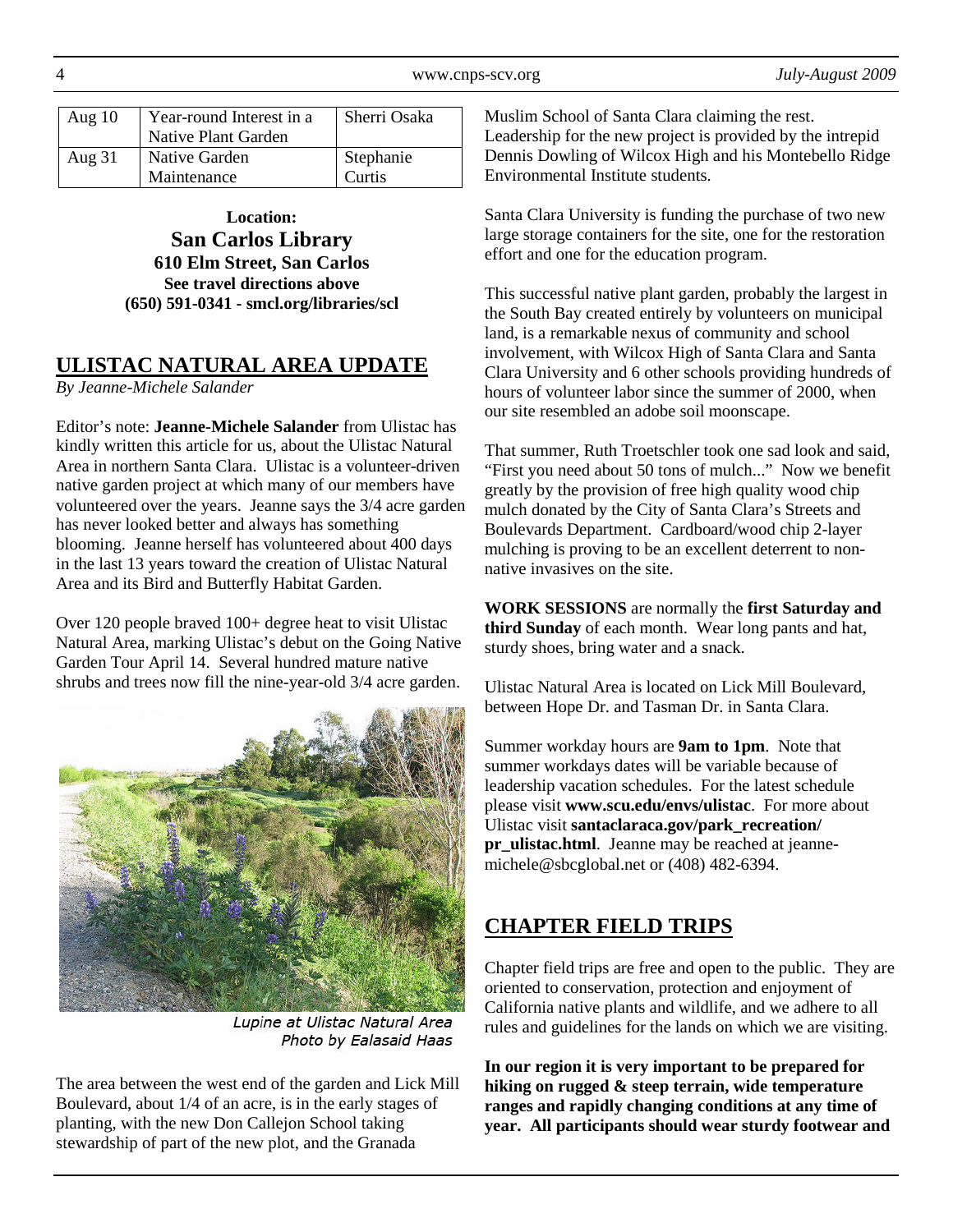| Aug 10 | Year-round Interest in a Native Plant Garden | Sherri Osaka |
|---|---|---|
| Aug 31 | Native Garden Maintenance | Stephanie Curtis |

**Location:**
**San Carlos Library**
**610 Elm Street, San Carlos**
**See travel directions above**
**(650) 591-0341 - smcl.org/libraries/scl**

## ULISTAC NATURAL AREA UPDATE

*By Jeanne-Michele Salander*

Editor's note: **Jeanne-Michele Salander** from Ulistac has kindly written this article for us, about the Ulistac Natural Area in northern Santa Clara. Ulistac is a volunteer-driven native garden project at which many of our members have volunteered over the years. Jeanne says the 3/4 acre garden has never looked better and always has something blooming. Jeanne herself has volunteered about 400 days in the last 13 years toward the creation of Ulistac Natural Area and its Bird and Butterfly Habitat Garden.

Over 120 people braved 100+ degree heat to visit Ulistac Natural Area, marking Ulistac's debut on the Going Native Garden Tour April 14. Several hundred mature native shrubs and trees now fill the nine-year-old 3/4 acre garden.

*Lupine at Ulistac Natural Area*
*Photo by Ealasaid Haas*

The area between the west end of the garden and Lick Mill Boulevard, about 1/4 of an acre, is in the early stages of planting, with the new Don Callejon School taking stewardship of part of the new plot, and the Granada Muslim School of Santa Clara claiming the rest. Leadership for the new project is provided by the intrepid Dennis Dowling of Wilcox High and his Montebello Ridge Environmental Institute students.

Santa Clara University is funding the purchase of two new large storage containers for the site, one for the restoration effort and one for the education program.

This successful native plant garden, probably the largest in the South Bay created entirely by volunteers on municipal land, is a remarkable nexus of community and school involvement, with Wilcox High of Santa Clara and Santa Clara University and 6 other schools providing hundreds of hours of volunteer labor since the summer of 2000, when our site resembled an adobe soil moonscape.

That summer, Ruth Troetschler took one sad look and said, "First you need about 50 tons of mulch..." Now we benefit greatly by the provision of free high quality wood chip mulch donated by the City of Santa Clara's Streets and Boulevards Department. Cardboard/wood chip 2-layer mulching is proving to be an excellent deterrent to non-native invasives on the site.

**WORK SESSIONS** are normally the **first Saturday and third Sunday** of each month. Wear long pants and hat, sturdy shoes, bring water and a snack.

Ulistac Natural Area is located on Lick Mill Boulevard, between Hope Dr. and Tasman Dr. in Santa Clara.

Summer workday hours are **9am to 1pm**. Note that summer workdays dates will be variable because of leadership vacation schedules. For the latest schedule please visit **www.scu.edu/envs/ulistac**. For more about Ulistac visit **santaclaraca.gov/park_recreation/pr_ulistac.html**. Jeanne may be reached at jeanne-michele@sbcglobal.net or (408) 482-6394.

## CHAPTER FIELD TRIPS

Chapter field trips are free and open to the public. They are oriented to conservation, protection and enjoyment of California native plants and wildlife, and we adhere to all rules and guidelines for the lands on which we are visiting.

**In our region it is very important to be prepared for hiking on rugged & steep terrain, wide temperature ranges and rapidly changing conditions at any time of year. All participants should wear sturdy footwear and**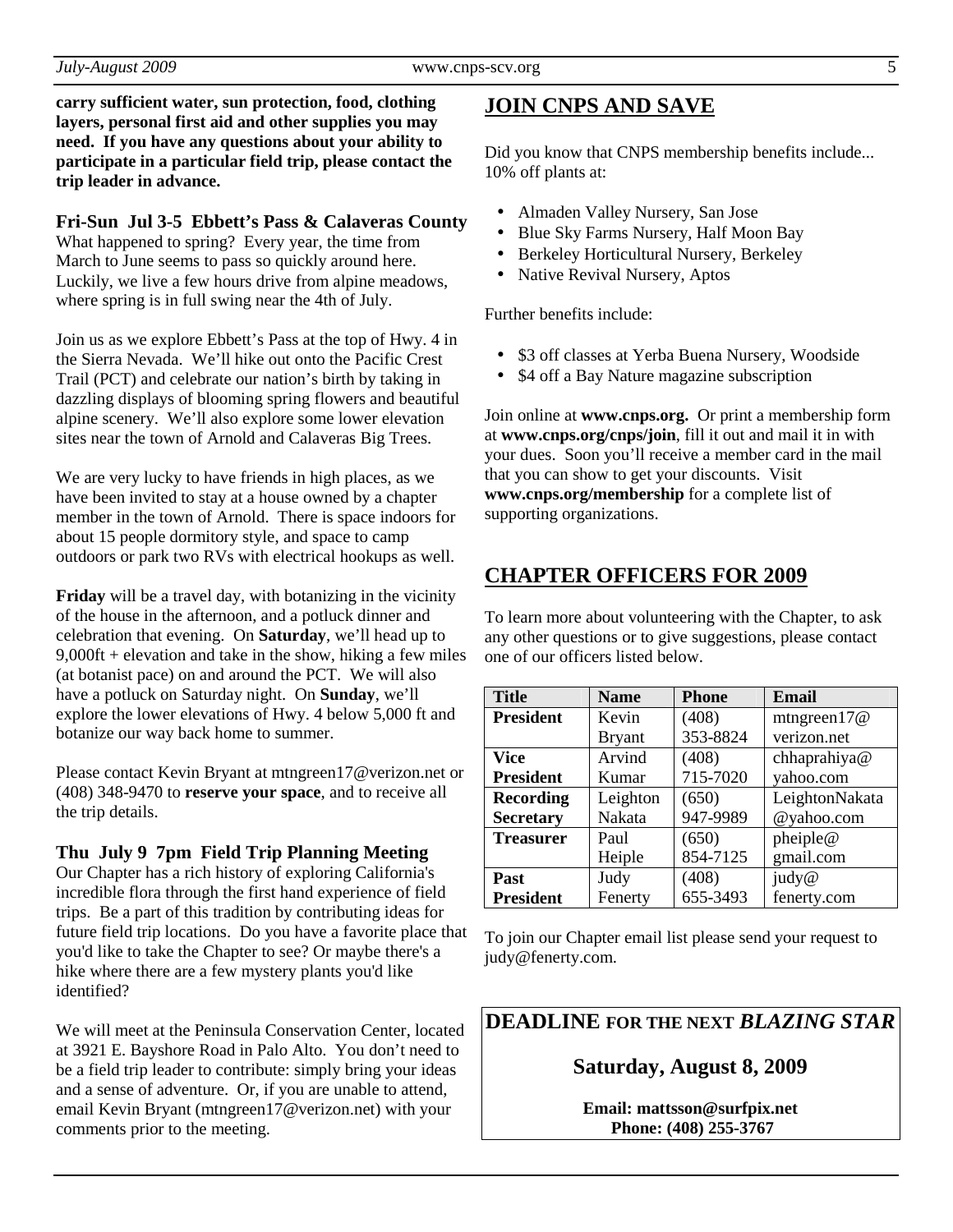**carry sufficient water, sun protection, food, clothing layers, personal first aid and other supplies you may need. If you have any questions about your ability to participate in a particular field trip, please contact the trip leader in advance.**

### Fri-Sun Jul 3-5 Ebbett's Pass & Calaveras County

What happened to spring? Every year, the time from March to June seems to pass so quickly around here. Luckily, we live a few hours drive from alpine meadows, where spring is in full swing near the 4th of July.

Join us as we explore Ebbett's Pass at the top of Hwy. 4 in the Sierra Nevada. We'll hike out onto the Pacific Crest Trail (PCT) and celebrate our nation's birth by taking in dazzling displays of blooming spring flowers and beautiful alpine scenery. We'll also explore some lower elevation sites near the town of Arnold and Calaveras Big Trees.

We are very lucky to have friends in high places, as we have been invited to stay at a house owned by a chapter member in the town of Arnold. There is space indoors for about 15 people dormitory style, and space to camp outdoors or park two RVs with electrical hookups as well.

**Friday** will be a travel day, with botanizing in the vicinity of the house in the afternoon, and a potluck dinner and celebration that evening. On **Saturday**, we'll head up to 9,000ft + elevation and take in the show, hiking a few miles (at botanist pace) on and around the PCT. We will also have a potluck on Saturday night. On **Sunday**, we'll explore the lower elevations of Hwy. 4 below 5,000 ft and botanize our way back home to summer.

Please contact Kevin Bryant at mtngreen17@verizon.net or (408) 348-9470 to **reserve your space**, and to receive all the trip details.

### Thu July 9 7pm Field Trip Planning Meeting

Our Chapter has a rich history of exploring California's incredible flora through the first hand experience of field trips. Be a part of this tradition by contributing ideas for future field trip locations. Do you have a favorite place that you'd like to take the Chapter to see? Or maybe there's a hike where there are a few mystery plants you'd like identified?

We will meet at the Peninsula Conservation Center, located at 3921 E. Bayshore Road in Palo Alto. You don't need to be a field trip leader to contribute: simply bring your ideas and a sense of adventure. Or, if you are unable to attend, email Kevin Bryant (mtngreen17@verizon.net) with your comments prior to the meeting.

## JOIN CNPS AND SAVE

Did you know that CNPS membership benefits include... 10% off plants at:

- Almaden Valley Nursery, San Jose
- Blue Sky Farms Nursery, Half Moon Bay
- Berkeley Horticultural Nursery, Berkeley
- Native Revival Nursery, Aptos

Further benefits include:

- $3 off classes at Yerba Buena Nursery, Woodside
- $4 off a Bay Nature magazine subscription

Join online at **www.cnps.org.** Or print a membership form at **www.cnps.org/cnps/join**, fill it out and mail it in with your dues. Soon you'll receive a member card in the mail that you can show to get your discounts. Visit **www.cnps.org/membership** for a complete list of supporting organizations.

## CHAPTER OFFICERS FOR 2009

To learn more about volunteering with the Chapter, to ask any other questions or to give suggestions, please contact one of our officers listed below.

| Title | Name | Phone | Email |
|---|---|---|---|
| **President** | Kevin Bryant | (408) 353-8824 | mtngreen17@verizon.net |
| **Vice President** | Arvind Kumar | (408) 715-7020 | chhaprahiya@yahoo.com |
| **Recording Secretary** | Leighton Nakata | (650) 947-9989 | LeightonNakata@yahoo.com |
| **Treasurer** | Paul Heiple | (650) 854-7125 | pheiple@gmail.com |
| **Past President** | Judy Fenerty | (408) 655-3493 | judy@fenerty.com |

To join our Chapter email list please send your request to judy@fenerty.com.

## DEADLINE FOR THE NEXT *BLAZING STAR*

**Saturday, August 8, 2009**

**Email: mattsson@surfpix.net**
**Phone: (408) 255-3767**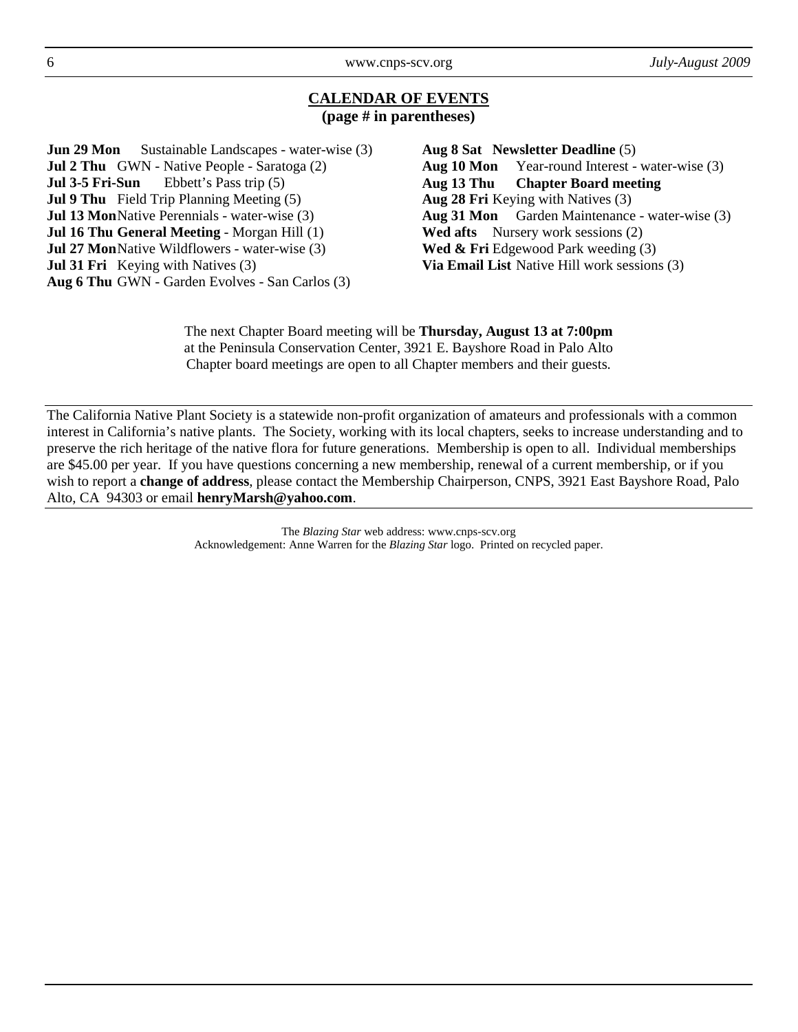## CALENDAR OF EVENTS
**(page # in parentheses)**

**Jun 29 Mon** Sustainable Landscapes - water-wise (3)
**Jul 2 Thu** GWN - Native People - Saratoga (2)
**Jul 3-5 Fri-Sun** Ebbett's Pass trip (5)
**Jul 9 Thu** Field Trip Planning Meeting (5)
**Jul 13 Mon** Native Perennials - water-wise (3)
**Jul 16 Thu General Meeting** - Morgan Hill (1)
**Jul 27 Mon** Native Wildflowers - water-wise (3)
**Jul 31 Fri** Keying with Natives (3)
**Aug 6 Thu** GWN - Garden Evolves - San Carlos (3)
**Aug 8 Sat Newsletter Deadline** (5)
**Aug 10 Mon** Year-round Interest - water-wise (3)
**Aug 13 Thu Chapter Board meeting**
**Aug 28 Fri** Keying with Natives (3)
**Aug 31 Mon** Garden Maintenance - water-wise (3)
**Wed afts** Nursery work sessions (2)
**Wed & Fri** Edgewood Park weeding (3)
**Via Email List** Native Hill work sessions (3)

The next Chapter Board meeting will be **Thursday, August 13 at 7:00pm** at the Peninsula Conservation Center, 3921 E. Bayshore Road in Palo Alto
Chapter board meetings are open to all Chapter members and their guests.

---

The California Native Plant Society is a statewide non-profit organization of amateurs and professionals with a common interest in California's native plants. The Society, working with its local chapters, seeks to increase understanding and to preserve the rich heritage of the native flora for future generations. Membership is open to all. Individual memberships are $45.00 per year. If you have questions concerning a new membership, renewal of a current membership, or if you wish to report a **change of address**, please contact the Membership Chairperson, CNPS, 3921 East Bayshore Road, Palo Alto, CA 94303 or email **henryMarsh@yahoo.com**.

---

The *Blazing Star* web address: www.cnps-scv.org
Acknowledgement: Anne Warren for the *Blazing Star* logo. Printed on recycled paper.